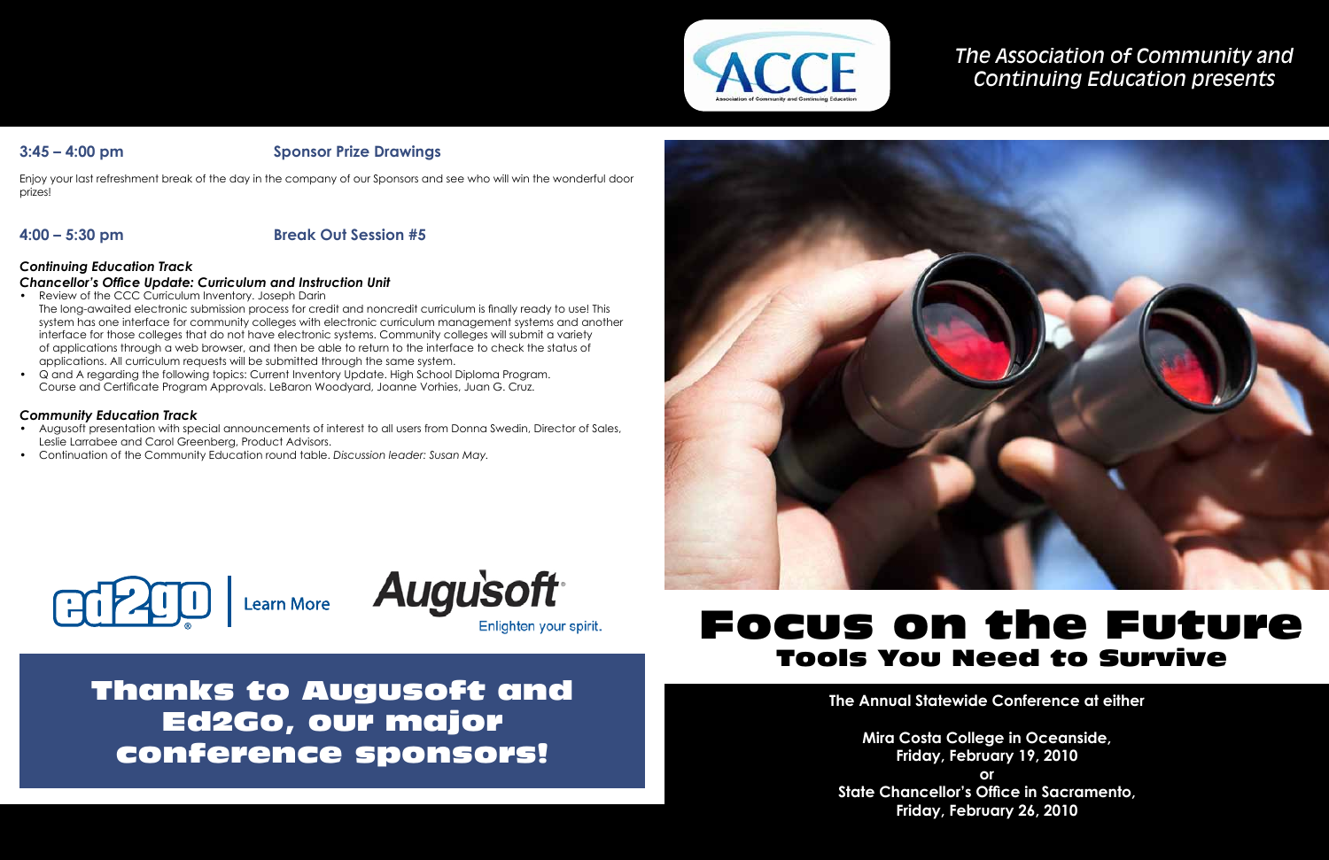## 3:45 – 4:00 pm    Sponsor Prize Drawings

Enjoy your last refreshment break of the day in the company of our Sponsors and see who will win the wonderful door prizes!

## 4:00 – 5:30 pm    Break Out Session #5

***Continuing Education Track***
***Chancellor's Office Update: Curriculum and Instruction Unit***

- Review of the CCC Curriculum Inventory. Joseph Darin
  The long-awaited electronic submission process for credit and noncredit curriculum is finally ready to use! This system has one interface for community colleges with electronic curriculum management systems and another interface for those colleges that do not have electronic systems. Community colleges will submit a variety of applications through a web browser, and then be able to return to the interface to check the status of applications. All curriculum requests will be submitted through the same system.
- Q and A regarding the following topics: Current Inventory Update. High School Diploma Program. Course and Certificate Program Approvals. LeBaron Woodyard, Joanne Vorhies, Juan G. Cruz.

***Community Education Track***

- Augusoft presentation with special announcements of interest to all users from Donna Swedin, Director of Sales, Leslie Larrabee and Carol Greenberg, Product Advisors.
- Continuation of the Community Education round table. *Discussion leader: Susan May.*

ed2go | Learn More

Augusoft
Enlighten your spirit.

# Thanks to Augusoft and Ed2Go, our major conference sponsors!

ACCE
Association of Community and Continuing Education

*The Association of Community and Continuing Education presents*

# Focus on the Future
## Tools You Need to Survive

**The Annual Statewide Conference at either**

**Mira Costa College in Oceanside,**
**Friday, February 19, 2010**
**or**
**State Chancellor's Office in Sacramento,**
**Friday, February 26, 2010**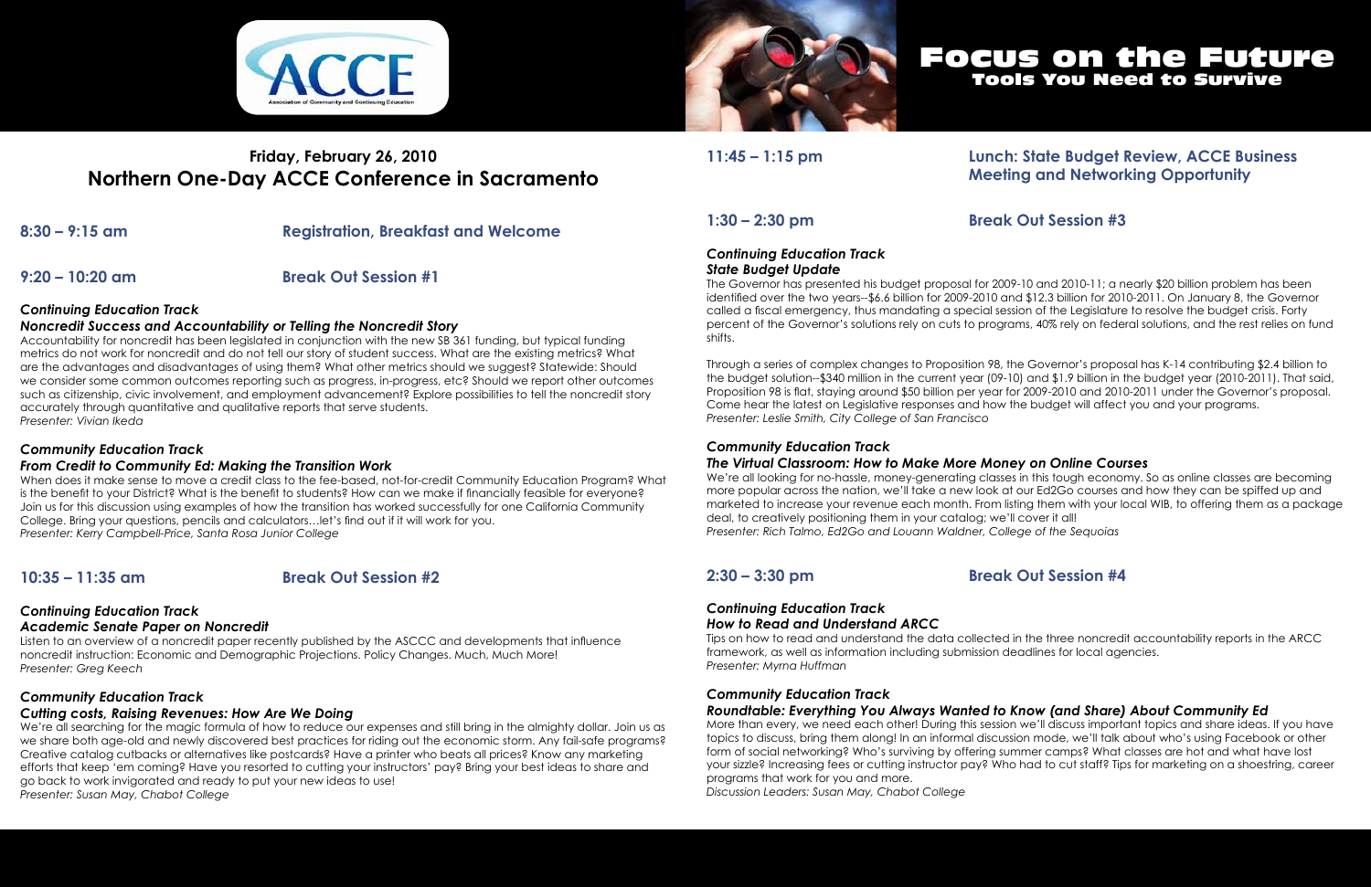# Focus on the Future

## Tools You Need to Survive

## Friday, February 26, 2010

## Northern One-Day ACCE Conference in Sacramento

### 8:30 – 9:15 am — Registration, Breakfast and Welcome

### 9:20 – 10:20 am — Break Out Session #1

***Continuing Education Track***

***Noncredit Success and Accountability or Telling the Noncredit Story***

Accountability for noncredit has been legislated in conjunction with the new SB 361 funding, but typical funding metrics do not work for noncredit and do not tell our story of student success. What are the existing metrics? What are the advantages and disadvantages of using them? What other metrics should we suggest? Statewide: Should we consider some common outcomes reporting such as progress, in-progress, etc? Should we report other outcomes such as citizenship, civic involvement, and employment advancement? Explore possibilities to tell the noncredit story accurately through quantitative and qualitative reports that serve students.

*Presenter: Vivian Ikeda*

***Community Education Track***

***From Credit to Community Ed: Making the Transition Work***

When does it make sense to move a credit class to the fee-based, not-for-credit Community Education Program? What is the benefit to your District? What is the benefit to students? How can we make if financially feasible for everyone? Join us for this discussion using examples of how the transition has worked successfully for one California Community College. Bring your questions, pencils and calculators…let's find out if it will work for you.

*Presenter: Kerry Campbell-Price, Santa Rosa Junior College*

### 10:35 – 11:35 am — Break Out Session #2

***Continuing Education Track***

***Academic Senate Paper on Noncredit***

Listen to an overview of a noncredit paper recently published by the ASCCC and developments that influence noncredit instruction: Economic and Demographic Projections. Policy Changes. Much, Much More!

*Presenter: Greg Keech*

***Community Education Track***

***Cutting costs, Raising Revenues: How Are We Doing***

We're all searching for the magic formula of how to reduce our expenses and still bring in the almighty dollar. Join us as we share both age-old and newly discovered best practices for riding out the economic storm. Any fail-safe programs? Creative catalog cutbacks or alternatives like postcards? Have a printer who beats all prices? Know any marketing efforts that keep 'em coming? Have you resorted to cutting your instructors' pay? Bring your best ideas to share and go back to work invigorated and ready to put your new ideas to use!

*Presenter: Susan May, Chabot College*

### 11:45 – 1:15 pm — Lunch: State Budget Review, ACCE Business Meeting and Networking Opportunity

### 1:30 – 2:30 pm — Break Out Session #3

***Continuing Education Track***

***State Budget Update***

The Governor has presented his budget proposal for 2009-10 and 2010-11; a nearly $20 billion problem has been identified over the two years--$6.6 billion for 2009-2010 and $12.3 billion for 2010-2011. On January 8, the Governor called a fiscal emergency, thus mandating a special session of the Legislature to resolve the budget crisis. Forty percent of the Governor's solutions rely on cuts to programs, 40% rely on federal solutions, and the rest relies on fund shifts.

Through a series of complex changes to Proposition 98, the Governor's proposal has K-14 contributing $2.4 billion to the budget solution--$340 million in the current year (09-10) and $1.9 billion in the budget year (2010-2011). That said, Proposition 98 is flat, staying around $50 billion per year for 2009-2010 and 2010-2011 under the Governor's proposal. Come hear the latest on Legislative responses and how the budget will affect you and your programs.

*Presenter: Leslie Smith, City College of San Francisco*

***Community Education Track***

***The Virtual Classroom: How to Make More Money on Online Courses***

We're all looking for no-hassle, money-generating classes in this tough economy. So as online classes are becoming more popular across the nation, we'll take a new look at our Ed2Go courses and how they can be spiffed up and marketed to increase your revenue each month. From listing them with your local WIB, to offering them as a package deal, to creatively positioning them in your catalog; we'll cover it all!

*Presenter: Rich Talmo, Ed2Go and Louann Waldner, College of the Sequoias*

### 2:30 – 3:30 pm — Break Out Session #4

***Continuing Education Track***

***How to Read and Understand ARCC***

Tips on how to read and understand the data collected in the three noncredit accountability reports in the ARCC framework, as well as information including submission deadlines for local agencies.

*Presenter: Myrna Huffman*

***Community Education Track***

***Roundtable: Everything You Always Wanted to Know (and Share) About Community Ed***

More than every, we need each other! During this session we'll discuss important topics and share ideas. If you have topics to discuss, bring them along! In an informal discussion mode, we'll talk about who's using Facebook or other form of social networking? Who's surviving by offering summer camps? What classes are hot and what have lost your sizzle? Increasing fees or cutting instructor pay? Who had to cut staff? Tips for marketing on a shoestring, career programs that work for you and more.

*Discussion Leaders: Susan May, Chabot College*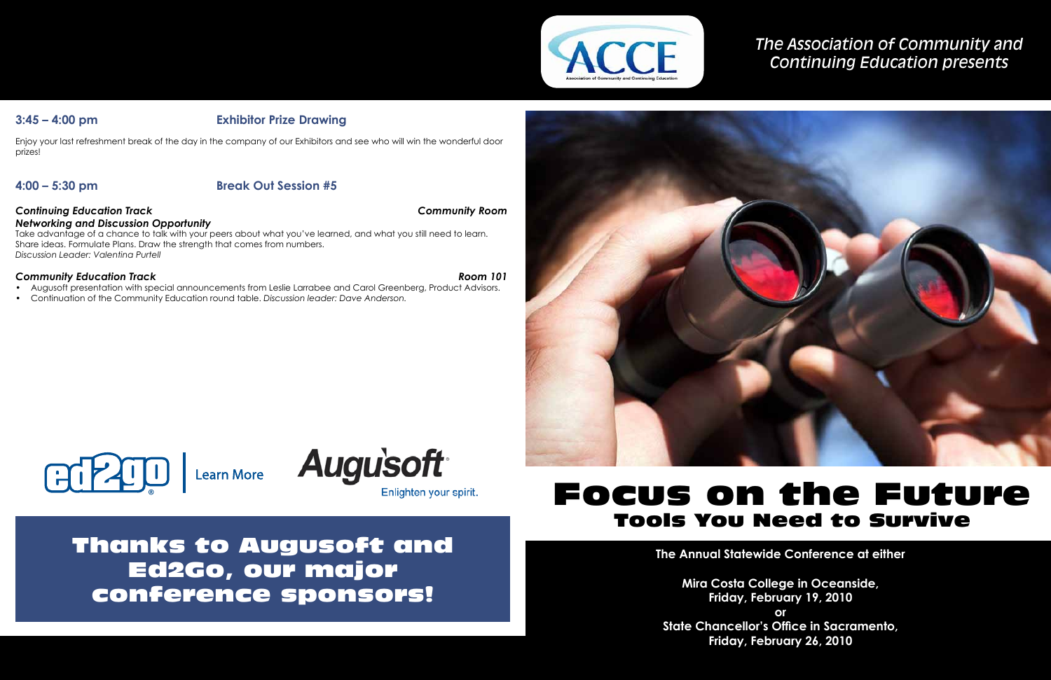### 3:45 – 4:00 pm Exhibitor Prize Drawing

Enjoy your last refreshment break of the day in the company of our Exhibitors and see who will win the wonderful door prizes!

### 4:00 – 5:30 pm Break Out Session #5

***Continuing Education Track*** ***Community Room***

***Networking and Discussion Opportunity***

Take advantage of a chance to talk with your peers about what you've learned, and what you still need to learn. Share ideas. Formulate Plans. Draw the strength that comes from numbers.

*Discussion Leader: Valentina Purtell*

***Community Education Track*** ***Room 101***

- Augusoft presentation with special announcements from Leslie Larrabee and Carol Greenberg, Product Advisors.
- Continuation of the Community Education round table. *Discussion leader: Dave Anderson.*

ed2go | Learn More

Augusoft® Enlighten your spirit.

## Thanks to Augusoft and Ed2Go, our major conference sponsors!

The Association of Community and Continuing Education presents

ACCE
Association of Community and Continuing Education

# Focus on the Future

## Tools You Need to Survive

**The Annual Statewide Conference at either**

**Mira Costa College in Oceanside,**
**Friday, February 19, 2010**
**or**
**State Chancellor's Office in Sacramento,**
**Friday, February 26, 2010**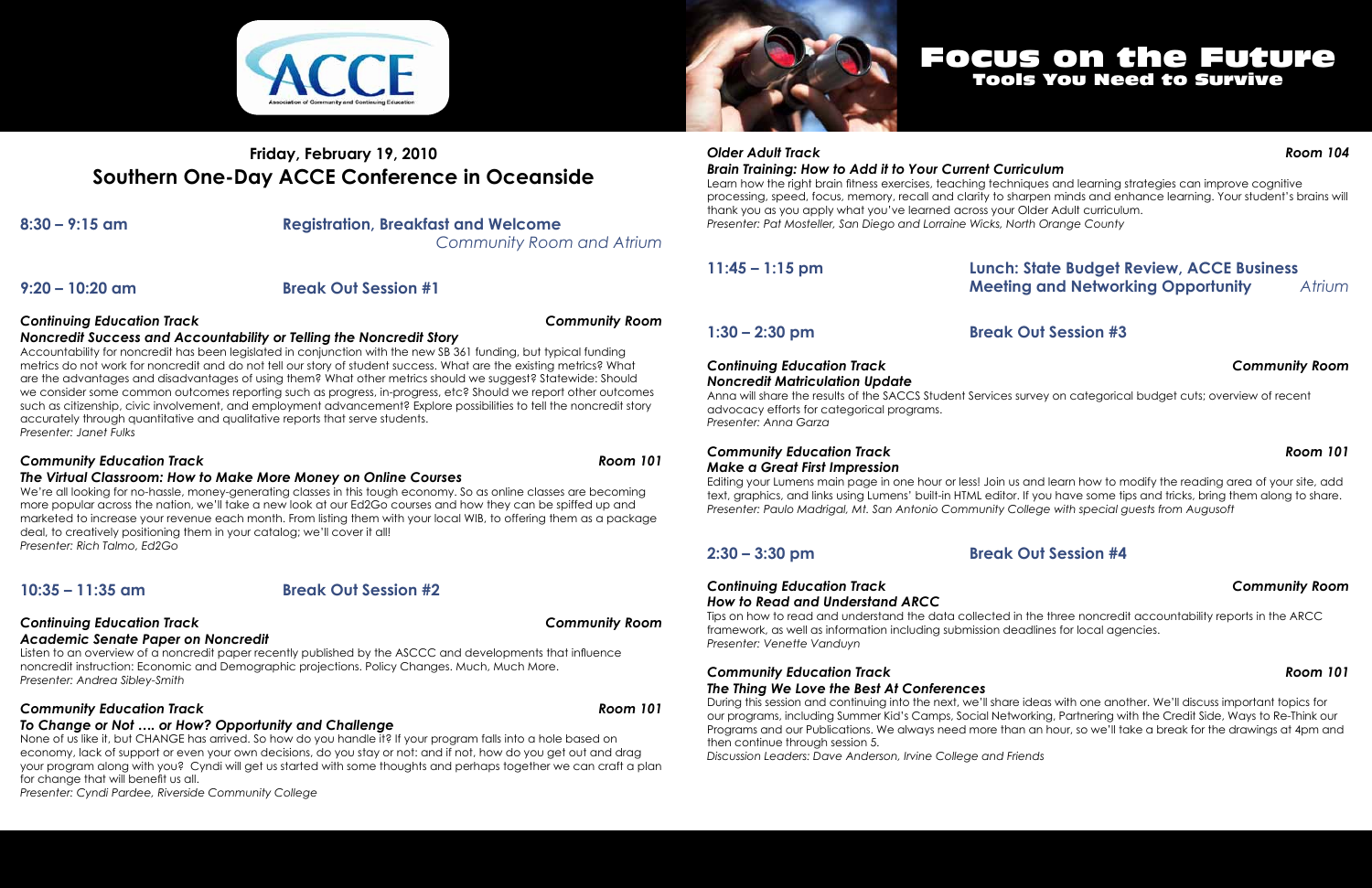ACCE

Association of Community and Continuing Education

# Focus on the Future

## Tools You Need to Survive

## Friday, February 19, 2010

## Southern One-Day ACCE Conference in Oceanside

### 8:30 – 9:15 am — Registration, Breakfast and Welcome

*Community Room and Atrium*

### 9:20 – 10:20 am — Break Out Session #1

***Continuing Education Track*** — ***Community Room***

***Noncredit Success and Accountability or Telling the Noncredit Story***

Accountability for noncredit has been legislated in conjunction with the new SB 361 funding, but typical funding metrics do not work for noncredit and do not tell our story of student success. What are the existing metrics? What are the advantages and disadvantages of using them? What other metrics should we suggest? Statewide: Should we consider some common outcomes reporting such as progress, in-progress, etc? Should we report other outcomes such as citizenship, civic involvement, and employment advancement? Explore possibilities to tell the noncredit story accurately through quantitative and qualitative reports that serve students.

*Presenter: Janet Fulks*

***Community Education Track*** — ***Room 101***

***The Virtual Classroom: How to Make More Money on Online Courses***

We're all looking for no-hassle, money-generating classes in this tough economy. So as online classes are becoming more popular across the nation, we'll take a new look at our Ed2Go courses and how they can be spiffed up and marketed to increase your revenue each month. From listing them with your local WIB, to offering them as a package deal, to creatively positioning them in your catalog; we'll cover it all!

*Presenter: Rich Talmo, Ed2Go*

### 10:35 – 11:35 am — Break Out Session #2

***Continuing Education Track*** — ***Community Room***

***Academic Senate Paper on Noncredit***

Listen to an overview of a noncredit paper recently published by the ASCCC and developments that influence noncredit instruction: Economic and Demographic projections. Policy Changes. Much, Much More.

*Presenter: Andrea Sibley-Smith*

***Community Education Track*** — ***Room 101***

***To Change or Not …. or How? Opportunity and Challenge***

None of us like it, but CHANGE has arrived. So how do you handle it? If your program falls into a hole based on economy, lack of support or even your own decisions, do you stay or not: and if not, how do you get out and drag your program along with you? Cyndi will get us started with some thoughts and perhaps together we can craft a plan for change that will benefit us all.

*Presenter: Cyndi Pardee, Riverside Community College*

***Older Adult Track*** — ***Room 104***

***Brain Training: How to Add it to Your Current Curriculum***

Learn how the right brain fitness exercises, teaching techniques and learning strategies can improve cognitive processing, speed, focus, memory, recall and clarity to sharpen minds and enhance learning. Your student's brains will thank you as you apply what you've learned across your Older Adult curriculum.

*Presenter: Pat Mosteller, San Diego and Lorraine Wicks, North Orange County*

### 11:45 – 1:15 pm — Lunch: State Budget Review, ACCE Business Meeting and Networking Opportunity

*Atrium*

### 1:30 – 2:30 pm — Break Out Session #3

***Continuing Education Track*** — ***Community Room***

***Noncredit Matriculation Update***

Anna will share the results of the SACCS Student Services survey on categorical budget cuts; overview of recent advocacy efforts for categorical programs.

*Presenter: Anna Garza*

***Community Education Track*** — ***Room 101***

***Make a Great First Impression***

Editing your Lumens main page in one hour or less! Join us and learn how to modify the reading area of your site, add text, graphics, and links using Lumens' built-in HTML editor. If you have some tips and tricks, bring them along to share.

*Presenter: Paulo Madrigal, Mt. San Antonio Community College with special guests from Augusoft*

### 2:30 – 3:30 pm — Break Out Session #4

***Continuing Education Track*** — ***Community Room***

***How to Read and Understand ARCC***

Tips on how to read and understand the data collected in the three noncredit accountability reports in the ARCC framework, as well as information including submission deadlines for local agencies.

*Presenter: Venette Vanduyn*

***Community Education Track*** — ***Room 101***

***The Thing We Love the Best At Conferences***

During this session and continuing into the next, we'll share ideas with one another. We'll discuss important topics for our programs, including Summer Kid's Camps, Social Networking, Partnering with the Credit Side, Ways to Re-Think our Programs and our Publications. We always need more than an hour, so we'll take a break for the drawings at 4pm and then continue through session 5.

*Discussion Leaders: Dave Anderson, Irvine College and Friends*